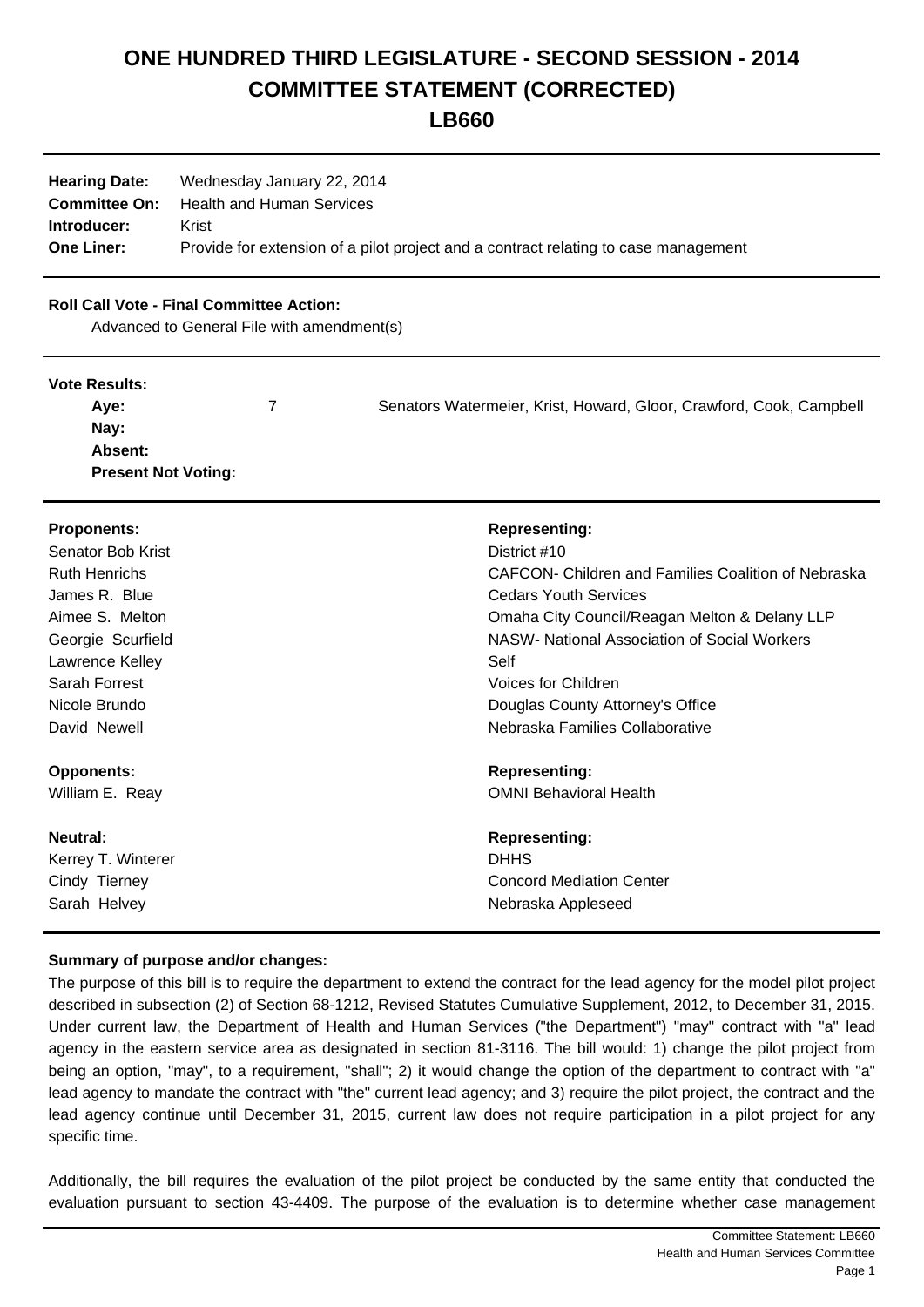# ONE HUNDRED THIRD LEGISLATURE - SECOND SESSION - 2014
# COMMITTEE STATEMENT (CORRECTED)
# LB660

**Hearing Date:** Wednesday January 22, 2014
**Committee On:** Health and Human Services
**Introducer:** Krist
**One Liner:** Provide for extension of a pilot project and a contract relating to case management

**Roll Call Vote - Final Committee Action:**
Advanced to General File with amendment(s)

**Vote Results:**

| | | |
|---|---|---|
| **Aye:** | 7 | Senators Watermeier, Krist, Howard, Gloor, Crawford, Cook, Campbell |
| **Nay:** | | |
| **Absent:** | | |
| **Present Not Voting:** | | |

| **Proponents:** | **Representing:** |
|---|---|
| Senator Bob Krist | District #10 |
| Ruth Henrichs | CAFCON- Children and Families Coalition of Nebraska |
| James R. Blue | Cedars Youth Services |
| Aimee S. Melton | Omaha City Council/Reagan Melton & Delany LLP |
| Georgie Scurfield | NASW- National Association of Social Workers |
| Lawrence Kelley | Self |
| Sarah Forrest | Voices for Children |
| Nicole Brundo | Douglas County Attorney's Office |
| David Newell | Nebraska Families Collaborative |

| **Opponents:** | **Representing:** |
|---|---|
| William E. Reay | OMNI Behavioral Health |

| **Neutral:** | **Representing:** |
|---|---|
| Kerrey T. Winterer | DHHS |
| Cindy Tierney | Concord Mediation Center |
| Sarah Helvey | Nebraska Appleseed |

**Summary of purpose and/or changes:**

The purpose of this bill is to require the department to extend the contract for the lead agency for the model pilot project described in subsection (2) of Section 68-1212, Revised Statutes Cumulative Supplement, 2012, to December 31, 2015. Under current law, the Department of Health and Human Services ("the Department") "may" contract with "a" lead agency in the eastern service area as designated in section 81-3116. The bill would: 1) change the pilot project from being an option, "may", to a requirement, "shall"; 2) it would change the option of the department to contract with "a" lead agency to mandate the contract with "the" current lead agency; and 3) require the pilot project, the contract and the lead agency continue until December 31, 2015, current law does not require participation in a pilot project for any specific time.

Additionally, the bill requires the evaluation of the pilot project be conducted by the same entity that conducted the evaluation pursuant to section 43-4409. The purpose of the evaluation is to determine whether case management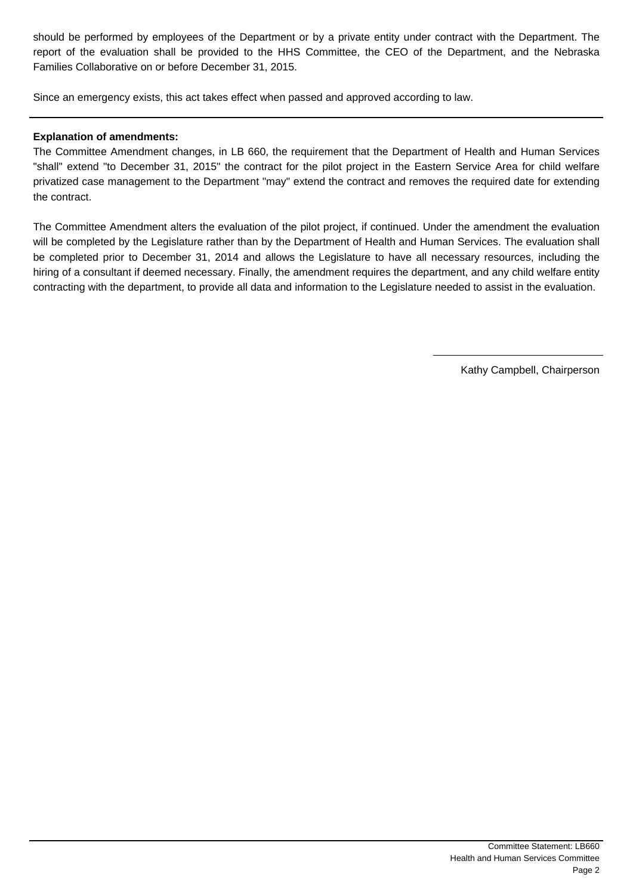should be performed by employees of the Department or by a private entity under contract with the Department. The report of the evaluation shall be provided to the HHS Committee, the CEO of the Department, and the Nebraska Families Collaborative on or before December 31, 2015.

Since an emergency exists, this act takes effect when passed and approved according to law.

---

**Explanation of amendments:**

The Committee Amendment changes, in LB 660, the requirement that the Department of Health and Human Services "shall" extend "to December 31, 2015" the contract for the pilot project in the Eastern Service Area for child welfare privatized case management to the Department "may" extend the contract and removes the required date for extending the contract.

The Committee Amendment alters the evaluation of the pilot project, if continued. Under the amendment the evaluation will be completed by the Legislature rather than by the Department of Health and Human Services. The evaluation shall be completed prior to December 31, 2014 and allows the Legislature to have all necessary resources, including the hiring of a consultant if deemed necessary. Finally, the amendment requires the department, and any child welfare entity contracting with the department, to provide all data and information to the Legislature needed to assist in the evaluation.

Kathy Campbell, Chairperson